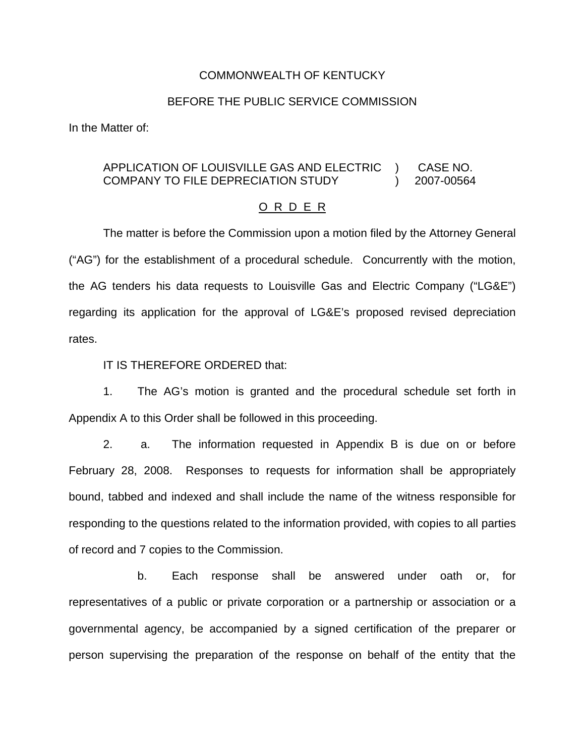COMMONWEALTH OF KENTUCKY

BEFORE THE PUBLIC SERVICE COMMISSION

In the Matter of:

| | | |
|---|---|---|
| APPLICATION OF LOUISVILLE GAS AND ELECTRIC COMPANY TO FILE DEPRECIATION STUDY | ) ) | CASE NO. 2007-00564 |

O R D E R

The matter is before the Commission upon a motion filed by the Attorney General ("AG") for the establishment of a procedural schedule. Concurrently with the motion, the AG tenders his data requests to Louisville Gas and Electric Company ("LG&E") regarding its application for the approval of LG&E's proposed revised depreciation rates.

IT IS THEREFORE ORDERED that:

1. The AG's motion is granted and the procedural schedule set forth in Appendix A to this Order shall be followed in this proceeding.

2. a. The information requested in Appendix B is due on or before February 28, 2008. Responses to requests for information shall be appropriately bound, tabbed and indexed and shall include the name of the witness responsible for responding to the questions related to the information provided, with copies to all parties of record and 7 copies to the Commission.

b. Each response shall be answered under oath or, for representatives of a public or private corporation or a partnership or association or a governmental agency, be accompanied by a signed certification of the preparer or person supervising the preparation of the response on behalf of the entity that the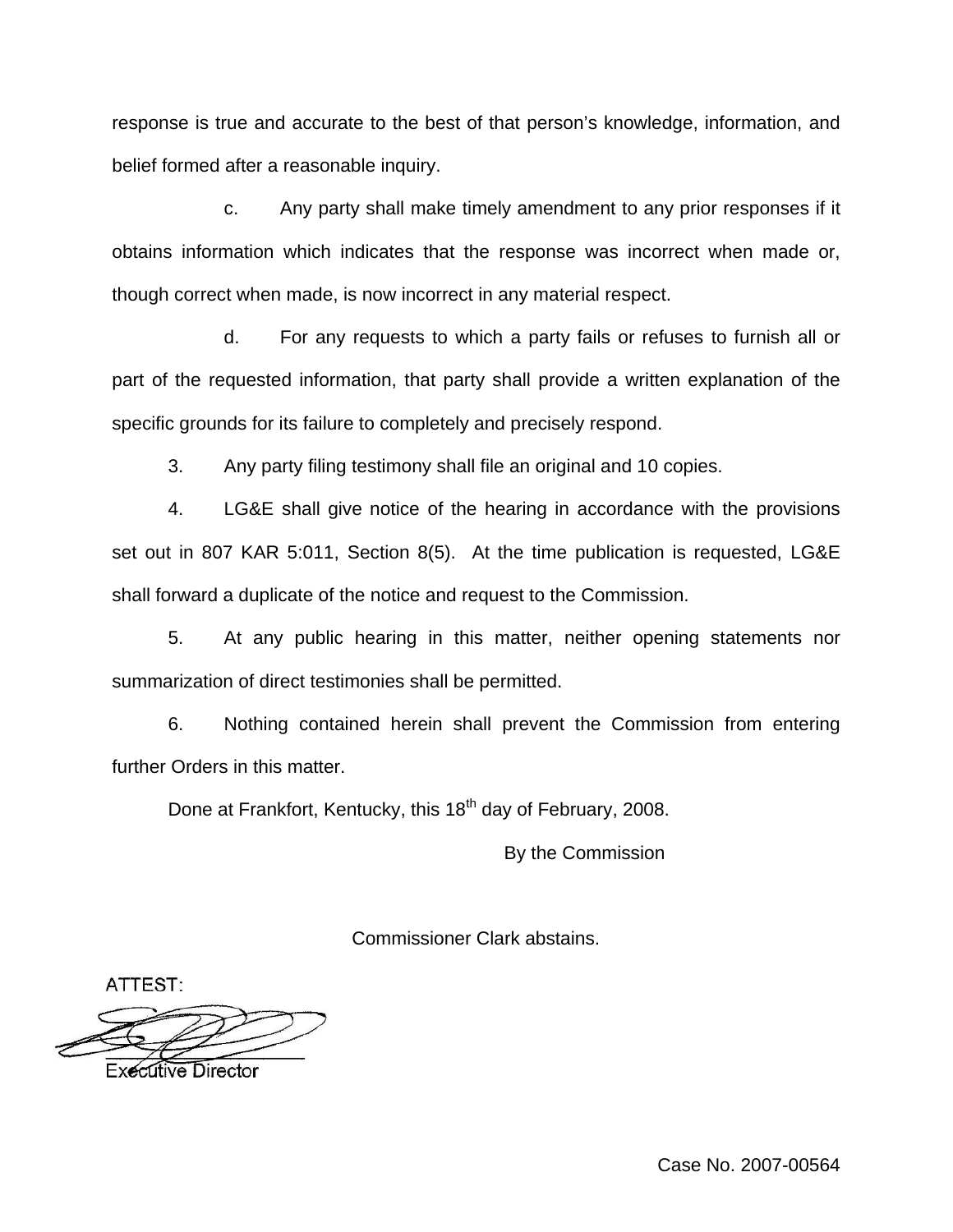response is true and accurate to the best of that person's knowledge, information, and belief formed after a reasonable inquiry.

c. Any party shall make timely amendment to any prior responses if it obtains information which indicates that the response was incorrect when made or, though correct when made, is now incorrect in any material respect.

d. For any requests to which a party fails or refuses to furnish all or part of the requested information, that party shall provide a written explanation of the specific grounds for its failure to completely and precisely respond.

3. Any party filing testimony shall file an original and 10 copies.

4. LG&E shall give notice of the hearing in accordance with the provisions set out in 807 KAR 5:011, Section 8(5). At the time publication is requested, LG&E shall forward a duplicate of the notice and request to the Commission.

5. At any public hearing in this matter, neither opening statements nor summarization of direct testimonies shall be permitted.

6. Nothing contained herein shall prevent the Commission from entering further Orders in this matter.

Done at Frankfort, Kentucky, this 18th day of February, 2008.

By the Commission

Commissioner Clark abstains.

ATTEST:

Executive Director

Case No. 2007-00564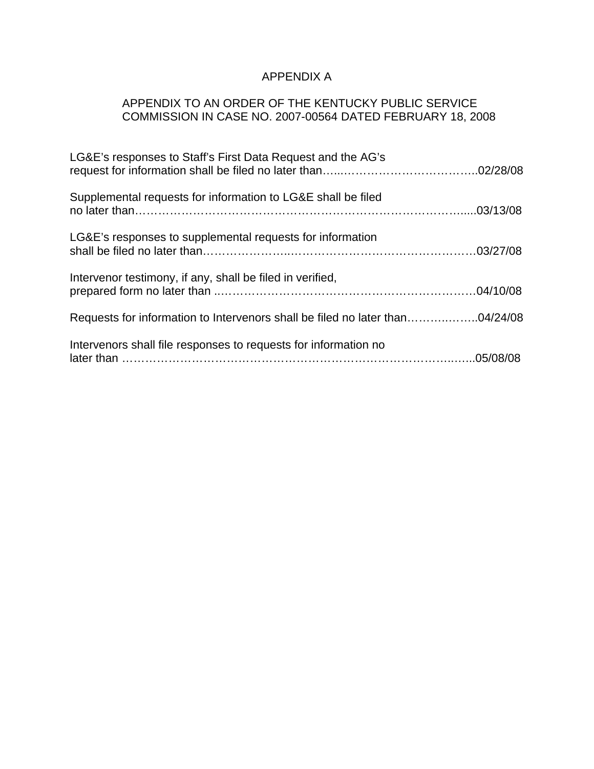# APPENDIX A

## APPENDIX TO AN ORDER OF THE KENTUCKY PUBLIC SERVICE COMMISSION IN CASE NO. 2007-00564 DATED FEBRUARY 18, 2008

LG&E's responses to Staff's First Data Request and the AG's request for information shall be filed no later than…..………………………………..02/28/08

Supplemental requests for information to LG&E shall be filed no later than…………………………………………………………………………....03/13/08

LG&E's responses to supplemental requests for information shall be filed no later than.…………………..…………………………………………03/27/08

Intervenor testimony, if any, shall be filed in verified, prepared form no later than ..……………………………………………………………04/10/08

Requests for information to Intervenors shall be filed no later than……….……..04/24/08

Intervenors shall file responses to requests for information no later than …………………………………………………………………………..…..05/08/08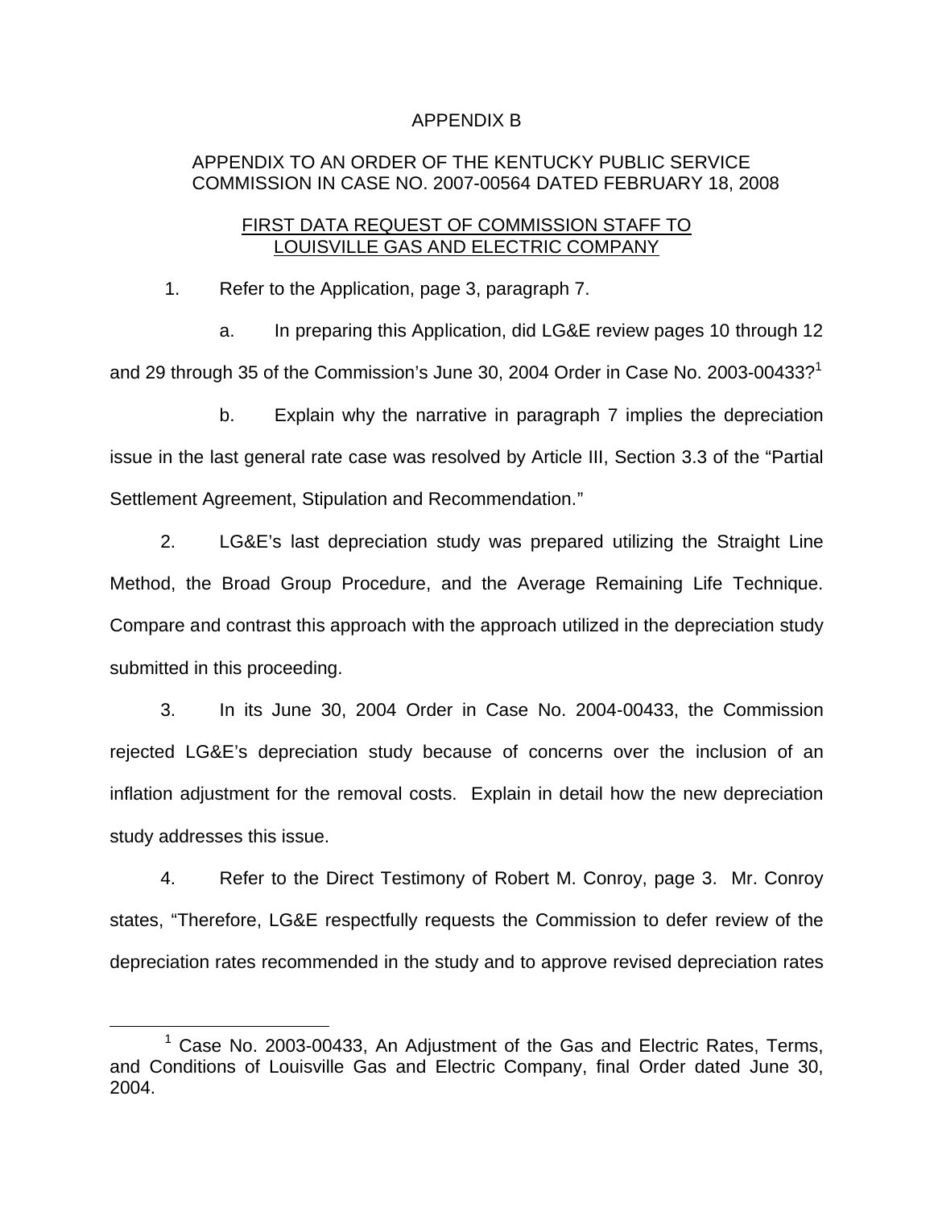APPENDIX B

APPENDIX TO AN ORDER OF THE KENTUCKY PUBLIC SERVICE COMMISSION IN CASE NO. 2007-00564 DATED FEBRUARY 18, 2008

FIRST DATA REQUEST OF COMMISSION STAFF TO LOUISVILLE GAS AND ELECTRIC COMPANY

1. Refer to the Application, page 3, paragraph 7.

   a. In preparing this Application, did LG&E review pages 10 through 12 and 29 through 35 of the Commission's June 30, 2004 Order in Case No. 2003-00433?[1]

   b. Explain why the narrative in paragraph 7 implies the depreciation issue in the last general rate case was resolved by Article III, Section 3.3 of the "Partial Settlement Agreement, Stipulation and Recommendation."

2. LG&E's last depreciation study was prepared utilizing the Straight Line Method, the Broad Group Procedure, and the Average Remaining Life Technique. Compare and contrast this approach with the approach utilized in the depreciation study submitted in this proceeding.

3. In its June 30, 2004 Order in Case No. 2004-00433, the Commission rejected LG&E's depreciation study because of concerns over the inclusion of an inflation adjustment for the removal costs. Explain in detail how the new depreciation study addresses this issue.

4. Refer to the Direct Testimony of Robert M. Conroy, page 3. Mr. Conroy states, "Therefore, LG&E respectfully requests the Commission to defer review of the depreciation rates recommended in the study and to approve revised depreciation rates

---

[1] Case No. 2003-00433, An Adjustment of the Gas and Electric Rates, Terms, and Conditions of Louisville Gas and Electric Company, final Order dated June 30, 2004.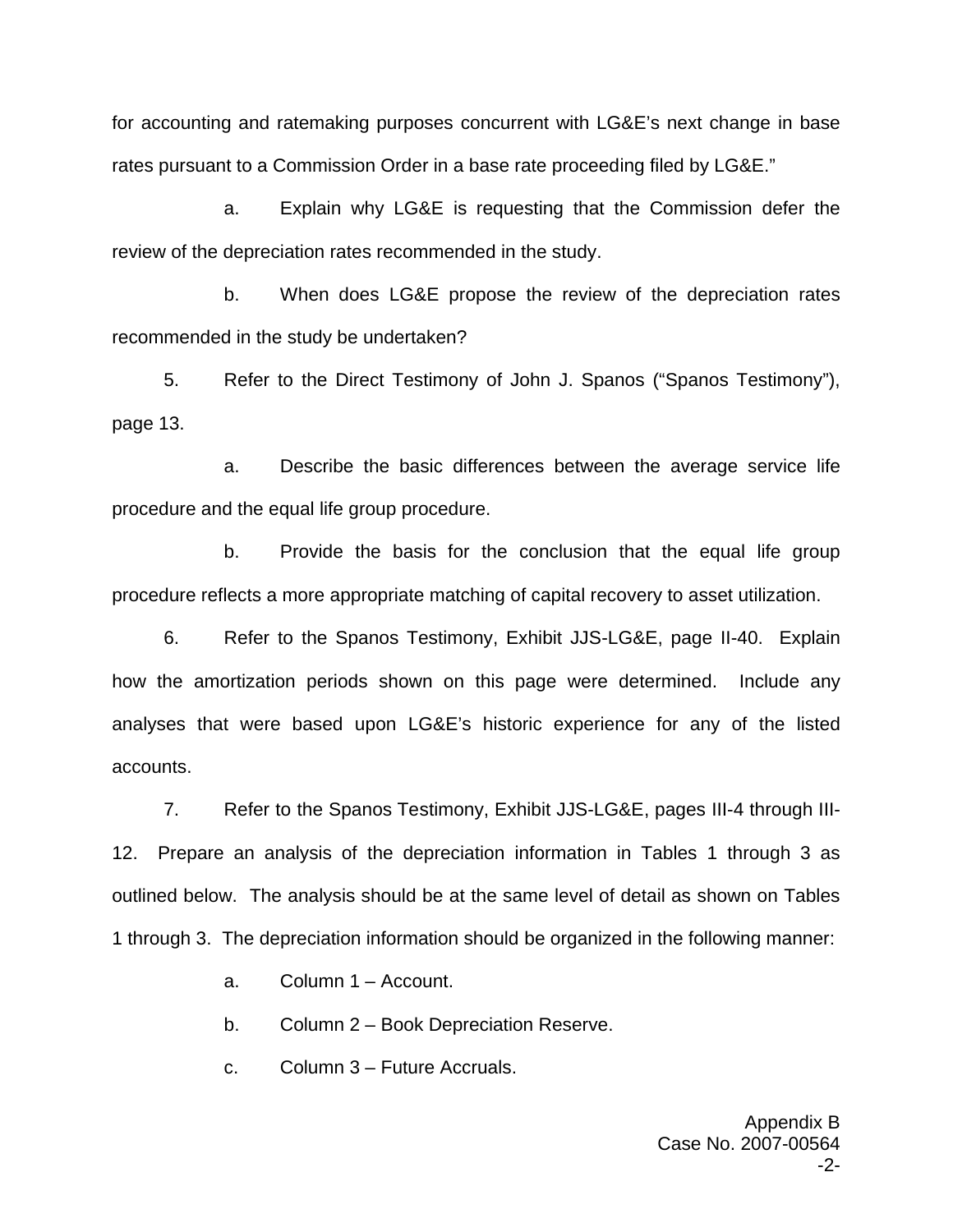for accounting and ratemaking purposes concurrent with LG&E's next change in base rates pursuant to a Commission Order in a base rate proceeding filed by LG&E."

a. Explain why LG&E is requesting that the Commission defer the review of the depreciation rates recommended in the study.

b. When does LG&E propose the review of the depreciation rates recommended in the study be undertaken?

5. Refer to the Direct Testimony of John J. Spanos ("Spanos Testimony"), page 13.

a. Describe the basic differences between the average service life procedure and the equal life group procedure.

b. Provide the basis for the conclusion that the equal life group procedure reflects a more appropriate matching of capital recovery to asset utilization.

6. Refer to the Spanos Testimony, Exhibit JJS-LG&E, page II-40. Explain how the amortization periods shown on this page were determined. Include any analyses that were based upon LG&E's historic experience for any of the listed accounts.

7. Refer to the Spanos Testimony, Exhibit JJS-LG&E, pages III-4 through III-12. Prepare an analysis of the depreciation information in Tables 1 through 3 as outlined below. The analysis should be at the same level of detail as shown on Tables 1 through 3. The depreciation information should be organized in the following manner:

a. Column 1 – Account.

b. Column 2 – Book Depreciation Reserve.

c. Column 3 – Future Accruals.

Appendix B
Case No. 2007-00564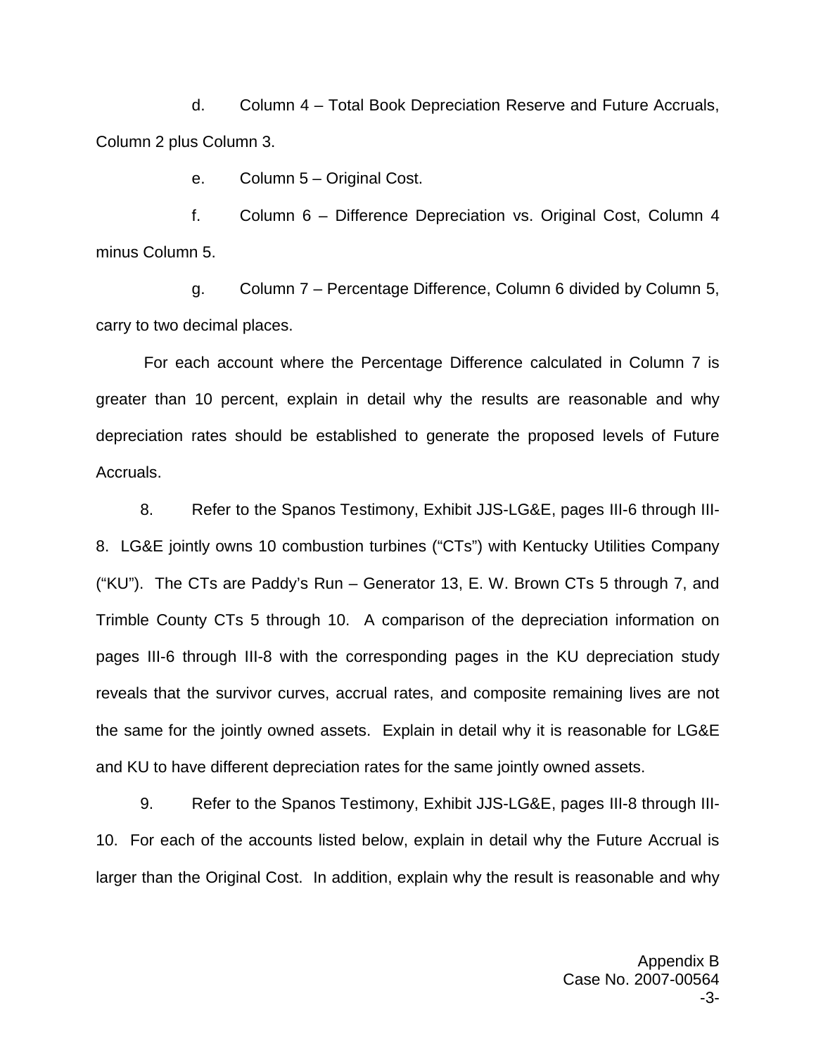d. Column 4 – Total Book Depreciation Reserve and Future Accruals, Column 2 plus Column 3.

e. Column 5 – Original Cost.

f. Column 6 – Difference Depreciation vs. Original Cost, Column 4 minus Column 5.

g. Column 7 – Percentage Difference, Column 6 divided by Column 5, carry to two decimal places.

For each account where the Percentage Difference calculated in Column 7 is greater than 10 percent, explain in detail why the results are reasonable and why depreciation rates should be established to generate the proposed levels of Future Accruals.

8. Refer to the Spanos Testimony, Exhibit JJS-LG&E, pages III-6 through III-8. LG&E jointly owns 10 combustion turbines ("CTs") with Kentucky Utilities Company ("KU"). The CTs are Paddy's Run – Generator 13, E. W. Brown CTs 5 through 7, and Trimble County CTs 5 through 10. A comparison of the depreciation information on pages III-6 through III-8 with the corresponding pages in the KU depreciation study reveals that the survivor curves, accrual rates, and composite remaining lives are not the same for the jointly owned assets. Explain in detail why it is reasonable for LG&E and KU to have different depreciation rates for the same jointly owned assets.

9. Refer to the Spanos Testimony, Exhibit JJS-LG&E, pages III-8 through III-10. For each of the accounts listed below, explain in detail why the Future Accrual is larger than the Original Cost. In addition, explain why the result is reasonable and why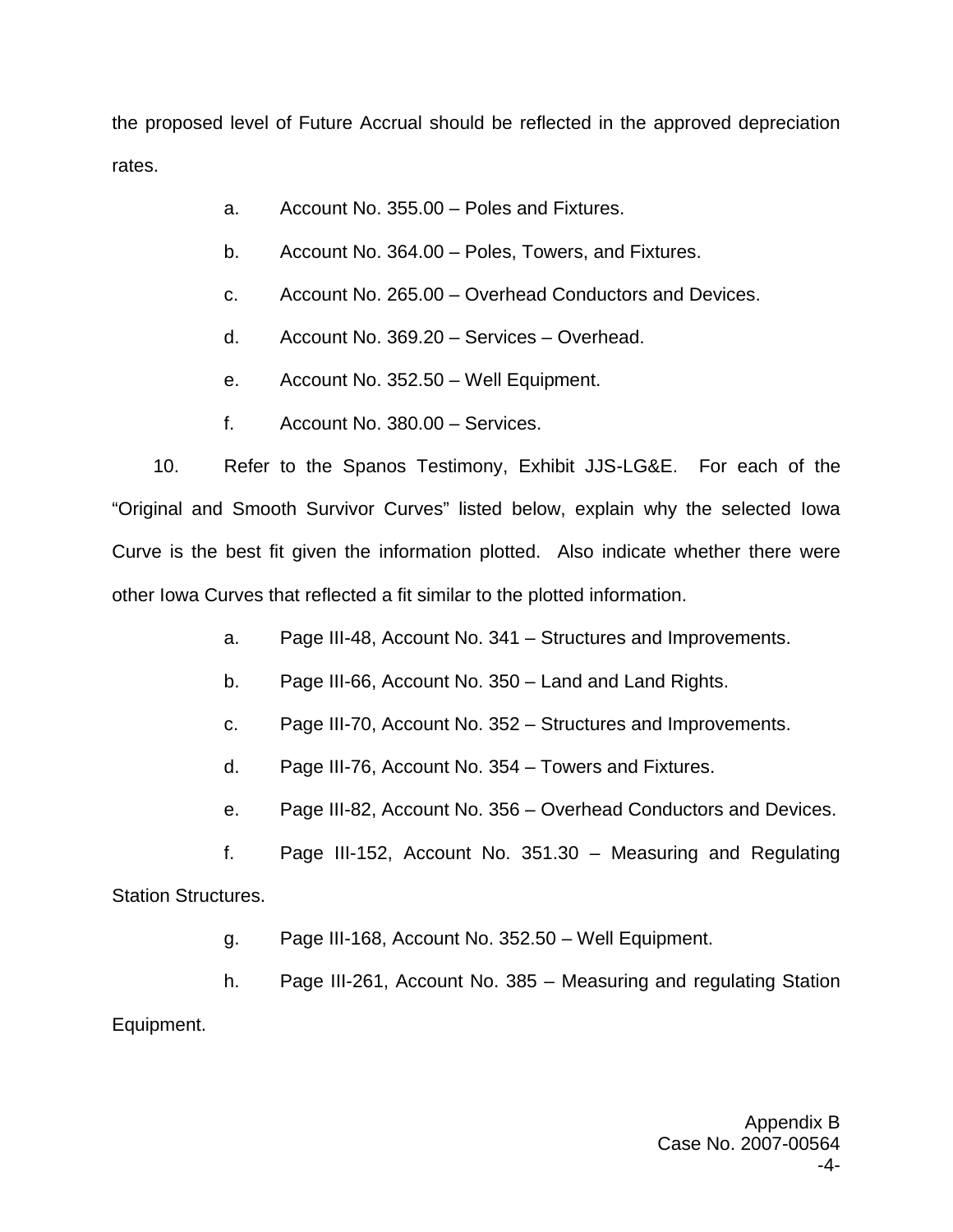the proposed level of Future Accrual should be reflected in the approved depreciation rates.

a. Account No. 355.00 – Poles and Fixtures.

b. Account No. 364.00 – Poles, Towers, and Fixtures.

c. Account No. 265.00 – Overhead Conductors and Devices.

d. Account No. 369.20 – Services – Overhead.

e. Account No. 352.50 – Well Equipment.

f. Account No. 380.00 – Services.

10. Refer to the Spanos Testimony, Exhibit JJS-LG&E. For each of the "Original and Smooth Survivor Curves" listed below, explain why the selected Iowa Curve is the best fit given the information plotted. Also indicate whether there were other Iowa Curves that reflected a fit similar to the plotted information.

a. Page III-48, Account No. 341 – Structures and Improvements.

b. Page III-66, Account No. 350 – Land and Land Rights.

c. Page III-70, Account No. 352 – Structures and Improvements.

d. Page III-76, Account No. 354 – Towers and Fixtures.

e. Page III-82, Account No. 356 – Overhead Conductors and Devices.

f. Page III-152, Account No. 351.30 – Measuring and Regulating Station Structures.

g. Page III-168, Account No. 352.50 – Well Equipment.

h. Page III-261, Account No. 385 – Measuring and regulating Station Equipment.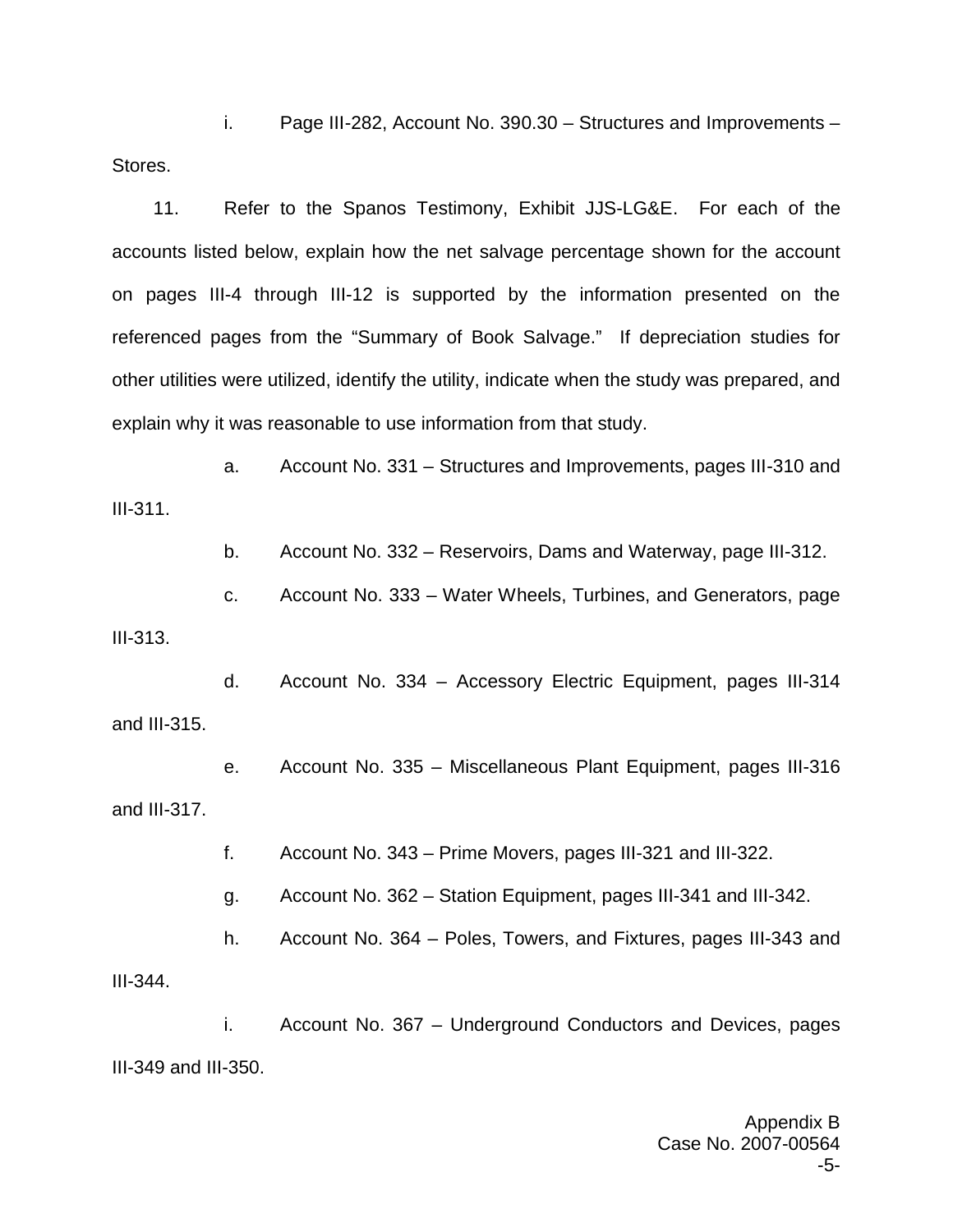i. Page III-282, Account No. 390.30 – Structures and Improvements – Stores.

11. Refer to the Spanos Testimony, Exhibit JJS-LG&E. For each of the accounts listed below, explain how the net salvage percentage shown for the account on pages III-4 through III-12 is supported by the information presented on the referenced pages from the "Summary of Book Salvage." If depreciation studies for other utilities were utilized, identify the utility, indicate when the study was prepared, and explain why it was reasonable to use information from that study.

a. Account No. 331 – Structures and Improvements, pages III-310 and III-311.

b. Account No. 332 – Reservoirs, Dams and Waterway, page III-312.

c. Account No. 333 – Water Wheels, Turbines, and Generators, page III-313.

d. Account No. 334 – Accessory Electric Equipment, pages III-314 and III-315.

e. Account No. 335 – Miscellaneous Plant Equipment, pages III-316 and III-317.

f. Account No. 343 – Prime Movers, pages III-321 and III-322.

g. Account No. 362 – Station Equipment, pages III-341 and III-342.

h. Account No. 364 – Poles, Towers, and Fixtures, pages III-343 and III-344.

i. Account No. 367 – Underground Conductors and Devices, pages III-349 and III-350.

Appendix B
Case No. 2007-00564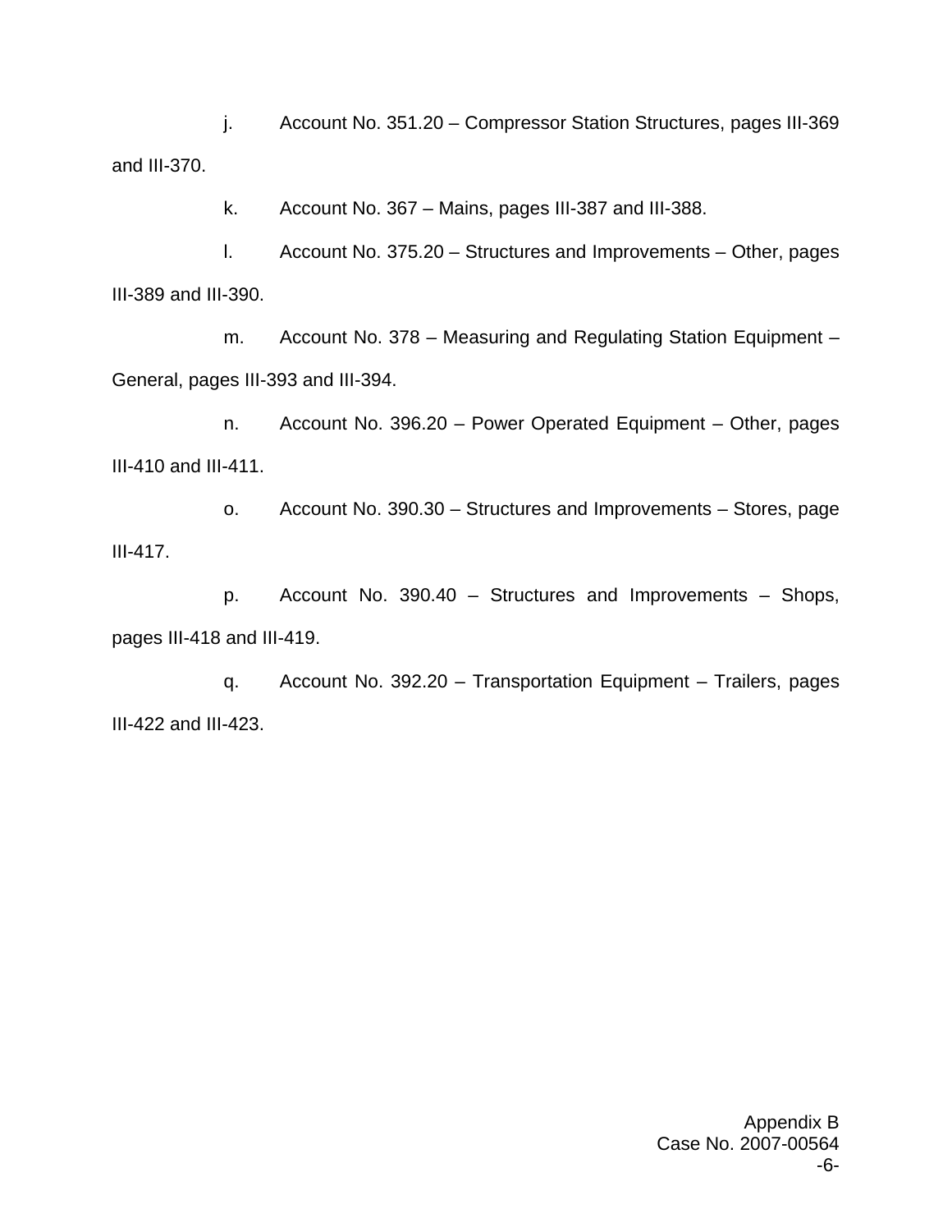j. Account No. 351.20 – Compressor Station Structures, pages III-369 and III-370.

k. Account No. 367 – Mains, pages III-387 and III-388.

l. Account No. 375.20 – Structures and Improvements – Other, pages III-389 and III-390.

m. Account No. 378 – Measuring and Regulating Station Equipment – General, pages III-393 and III-394.

n. Account No. 396.20 – Power Operated Equipment – Other, pages III-410 and III-411.

o. Account No. 390.30 – Structures and Improvements – Stores, page III-417.

p. Account No. 390.40 – Structures and Improvements – Shops, pages III-418 and III-419.

q. Account No. 392.20 – Transportation Equipment – Trailers, pages III-422 and III-423.

Appendix B
Case No. 2007-00564